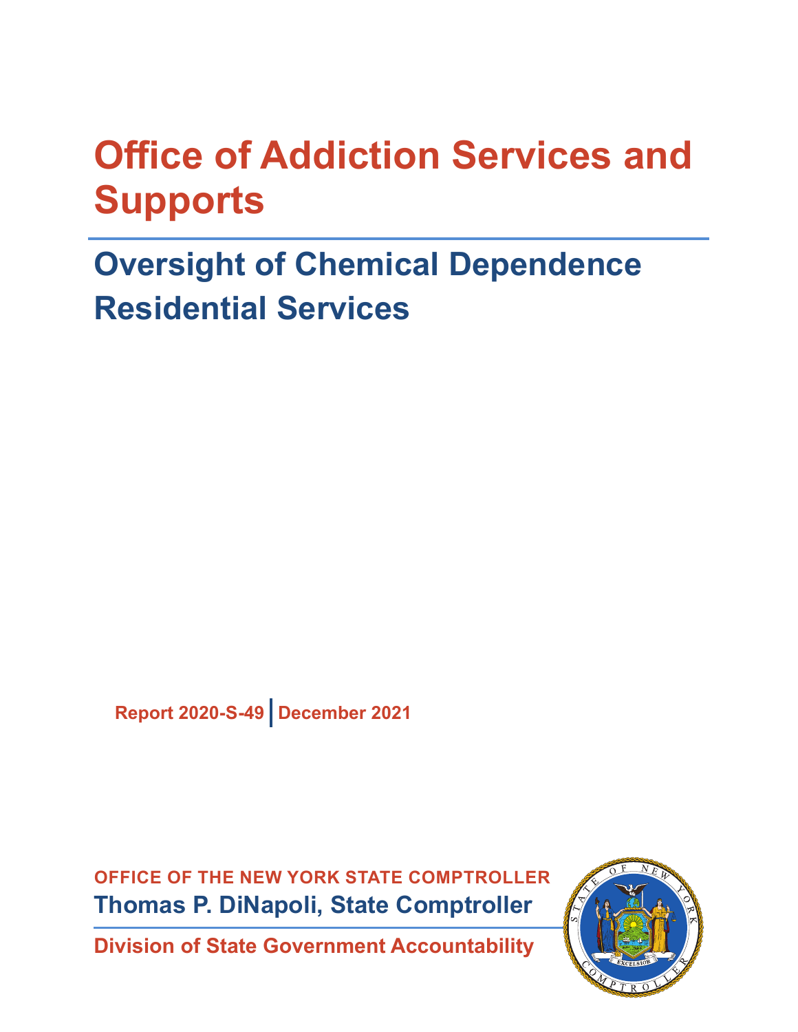# Office of Addiction Services and Supports

## Oversight of Chemical Dependence Residential Services

Report 2020-S-49 | December 2021

**OFFICE OF THE NEW YORK STATE COMPTROLLER**

**Thomas P. DiNapoli, State Comptroller**

**Division of State Government Accountability**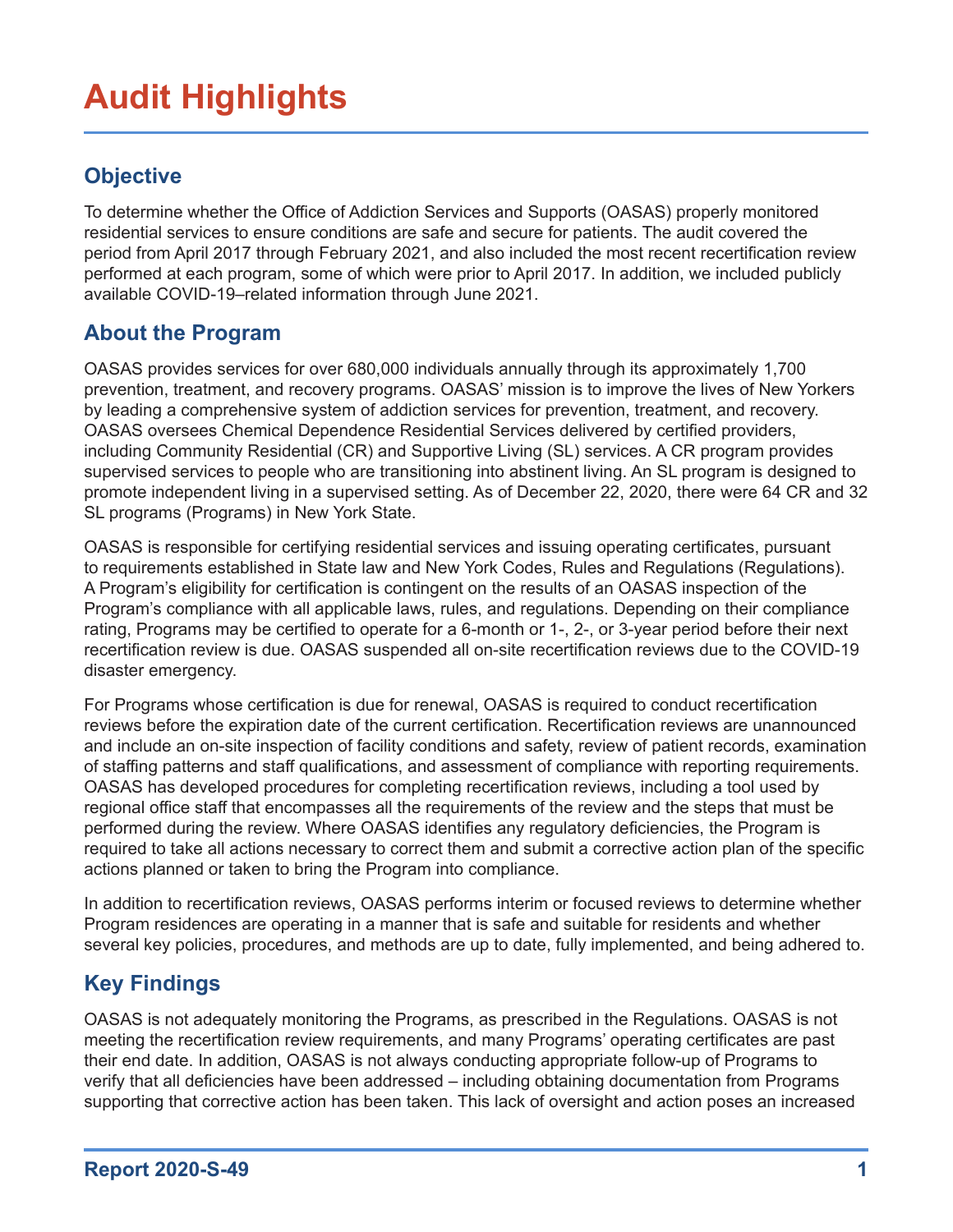# Audit Highlights

## Objective

To determine whether the Office of Addiction Services and Supports (OASAS) properly monitored residential services to ensure conditions are safe and secure for patients. The audit covered the period from April 2017 through February 2021, and also included the most recent recertification review performed at each program, some of which were prior to April 2017. In addition, we included publicly available COVID-19–related information through June 2021.

## About the Program

OASAS provides services for over 680,000 individuals annually through its approximately 1,700 prevention, treatment, and recovery programs. OASAS' mission is to improve the lives of New Yorkers by leading a comprehensive system of addiction services for prevention, treatment, and recovery. OASAS oversees Chemical Dependence Residential Services delivered by certified providers, including Community Residential (CR) and Supportive Living (SL) services. A CR program provides supervised services to people who are transitioning into abstinent living. An SL program is designed to promote independent living in a supervised setting. As of December 22, 2020, there were 64 CR and 32 SL programs (Programs) in New York State.

OASAS is responsible for certifying residential services and issuing operating certificates, pursuant to requirements established in State law and New York Codes, Rules and Regulations (Regulations). A Program's eligibility for certification is contingent on the results of an OASAS inspection of the Program's compliance with all applicable laws, rules, and regulations. Depending on their compliance rating, Programs may be certified to operate for a 6-month or 1-, 2-, or 3-year period before their next recertification review is due. OASAS suspended all on-site recertification reviews due to the COVID-19 disaster emergency.

For Programs whose certification is due for renewal, OASAS is required to conduct recertification reviews before the expiration date of the current certification. Recertification reviews are unannounced and include an on-site inspection of facility conditions and safety, review of patient records, examination of staffing patterns and staff qualifications, and assessment of compliance with reporting requirements. OASAS has developed procedures for completing recertification reviews, including a tool used by regional office staff that encompasses all the requirements of the review and the steps that must be performed during the review. Where OASAS identifies any regulatory deficiencies, the Program is required to take all actions necessary to correct them and submit a corrective action plan of the specific actions planned or taken to bring the Program into compliance.

In addition to recertification reviews, OASAS performs interim or focused reviews to determine whether Program residences are operating in a manner that is safe and suitable for residents and whether several key policies, procedures, and methods are up to date, fully implemented, and being adhered to.

## Key Findings

OASAS is not adequately monitoring the Programs, as prescribed in the Regulations. OASAS is not meeting the recertification review requirements, and many Programs' operating certificates are past their end date. In addition, OASAS is not always conducting appropriate follow-up of Programs to verify that all deficiencies have been addressed – including obtaining documentation from Programs supporting that corrective action has been taken. This lack of oversight and action poses an increased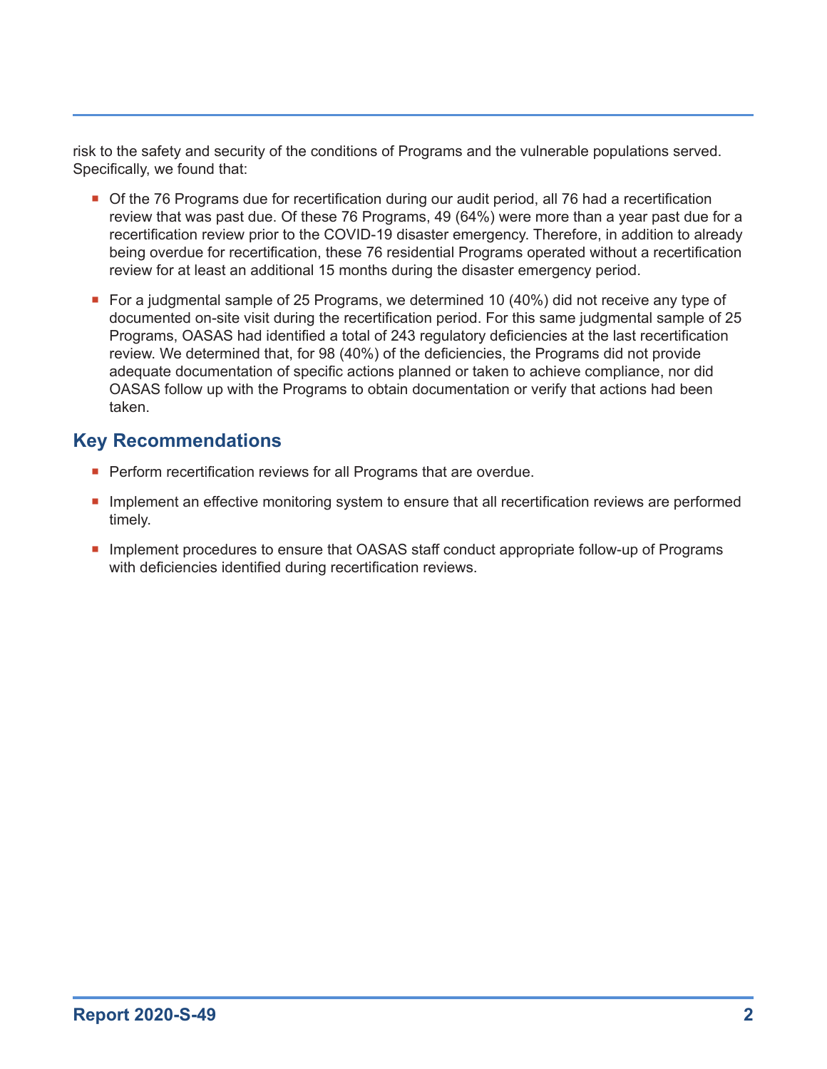risk to the safety and security of the conditions of Programs and the vulnerable populations served. Specifically, we found that:

- Of the 76 Programs due for recertification during our audit period, all 76 had a recertification review that was past due. Of these 76 Programs, 49 (64%) were more than a year past due for a recertification review prior to the COVID-19 disaster emergency. Therefore, in addition to already being overdue for recertification, these 76 residential Programs operated without a recertification review for at least an additional 15 months during the disaster emergency period.
- For a judgmental sample of 25 Programs, we determined 10 (40%) did not receive any type of documented on-site visit during the recertification period. For this same judgmental sample of 25 Programs, OASAS had identified a total of 243 regulatory deficiencies at the last recertification review. We determined that, for 98 (40%) of the deficiencies, the Programs did not provide adequate documentation of specific actions planned or taken to achieve compliance, nor did OASAS follow up with the Programs to obtain documentation or verify that actions had been taken.

## Key Recommendations

- Perform recertification reviews for all Programs that are overdue.
- Implement an effective monitoring system to ensure that all recertification reviews are performed timely.
- Implement procedures to ensure that OASAS staff conduct appropriate follow-up of Programs with deficiencies identified during recertification reviews.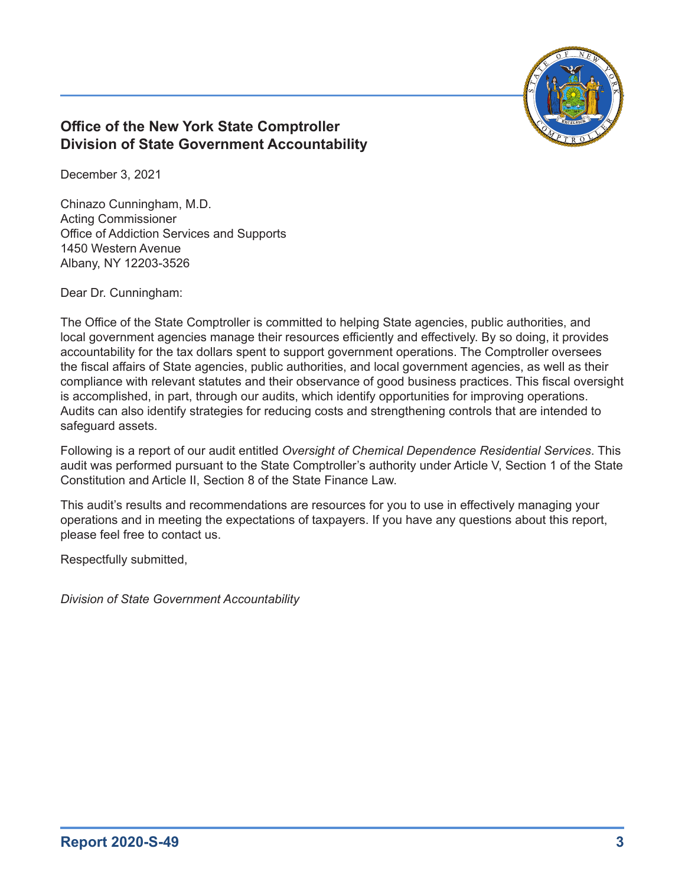**Office of the New York State Comptroller**
**Division of State Government Accountability**

December 3, 2021

Chinazo Cunningham, M.D.
Acting Commissioner
Office of Addiction Services and Supports
1450 Western Avenue
Albany, NY 12203-3526

Dear Dr. Cunningham:

The Office of the State Comptroller is committed to helping State agencies, public authorities, and local government agencies manage their resources efficiently and effectively. By so doing, it provides accountability for the tax dollars spent to support government operations. The Comptroller oversees the fiscal affairs of State agencies, public authorities, and local government agencies, as well as their compliance with relevant statutes and their observance of good business practices. This fiscal oversight is accomplished, in part, through our audits, which identify opportunities for improving operations. Audits can also identify strategies for reducing costs and strengthening controls that are intended to safeguard assets.

Following is a report of our audit entitled *Oversight of Chemical Dependence Residential Services*. This audit was performed pursuant to the State Comptroller's authority under Article V, Section 1 of the State Constitution and Article II, Section 8 of the State Finance Law.

This audit's results and recommendations are resources for you to use in effectively managing your operations and in meeting the expectations of taxpayers. If you have any questions about this report, please feel free to contact us.

Respectfully submitted,

*Division of State Government Accountability*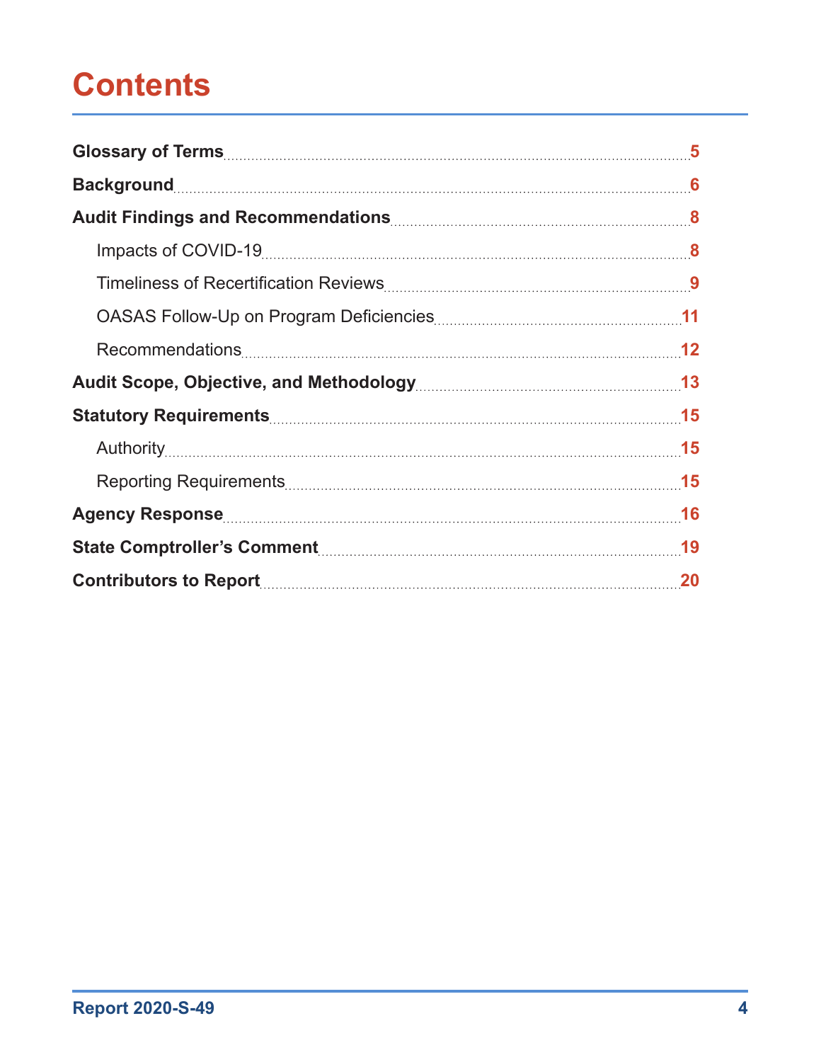# Contents

**Glossary of Terms** .......... 5

**Background** .......... 6

**Audit Findings and Recommendations** .......... 8

- Impacts of COVID-19 .......... 8
- Timeliness of Recertification Reviews .......... 9
- OASAS Follow-Up on Program Deficiencies .......... 11
- Recommendations .......... 12

**Audit Scope, Objective, and Methodology** .......... 13

**Statutory Requirements** .......... 15

- Authority .......... 15
- Reporting Requirements .......... 15

**Agency Response** .......... 16

**State Comptroller's Comment** .......... 19

**Contributors to Report** .......... 20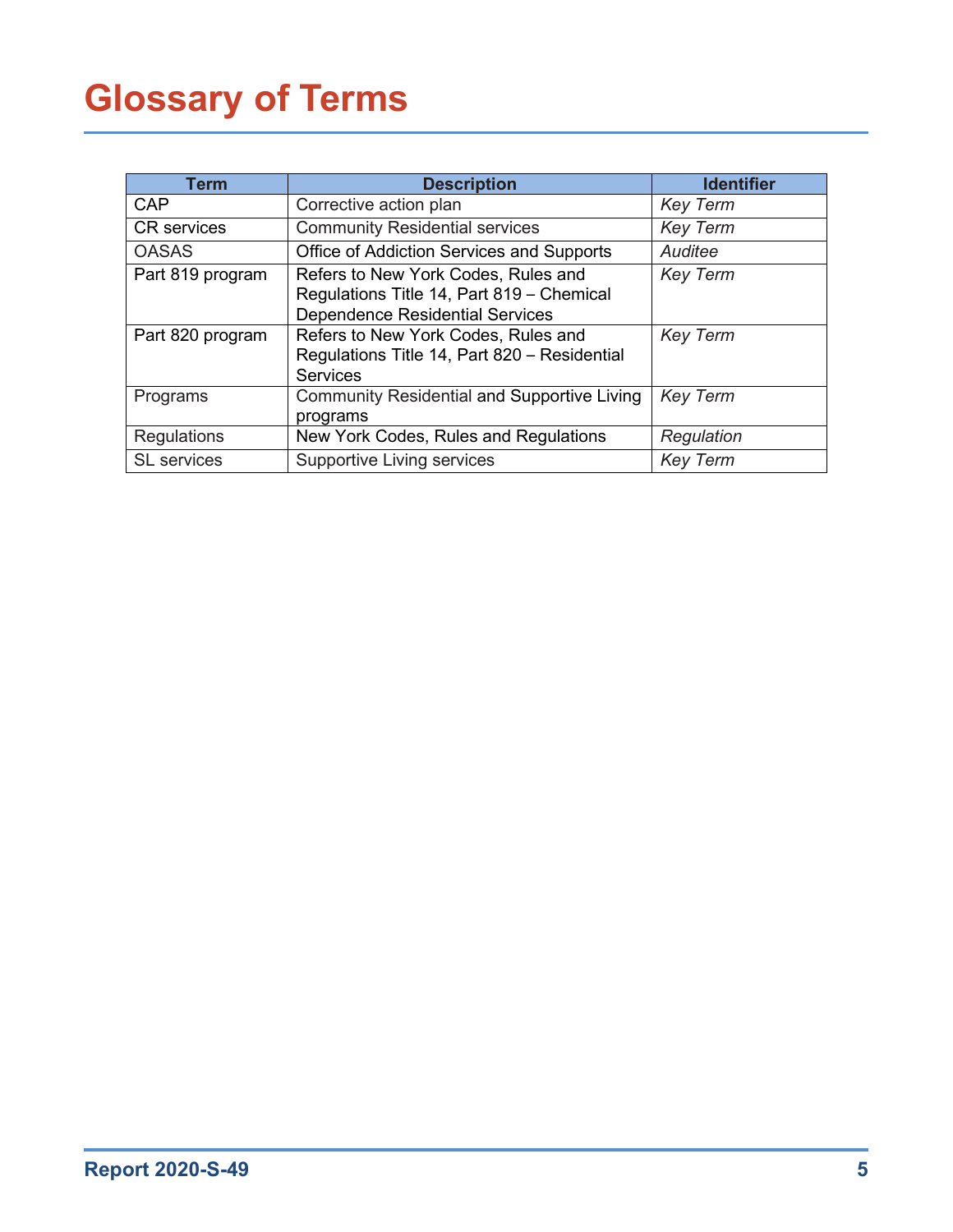# Glossary of Terms

| Term | Description | Identifier |
|---|---|---|
| CAP | Corrective action plan | *Key Term* |
| CR services | Community Residential services | *Key Term* |
| OASAS | Office of Addiction Services and Supports | *Auditee* |
| Part 819 program | Refers to New York Codes, Rules and Regulations Title 14, Part 819 – Chemical Dependence Residential Services | *Key Term* |
| Part 820 program | Refers to New York Codes, Rules and Regulations Title 14, Part 820 – Residential Services | *Key Term* |
| Programs | Community Residential and Supportive Living programs | *Key Term* |
| Regulations | New York Codes, Rules and Regulations | *Regulation* |
| SL services | Supportive Living services | *Key Term* |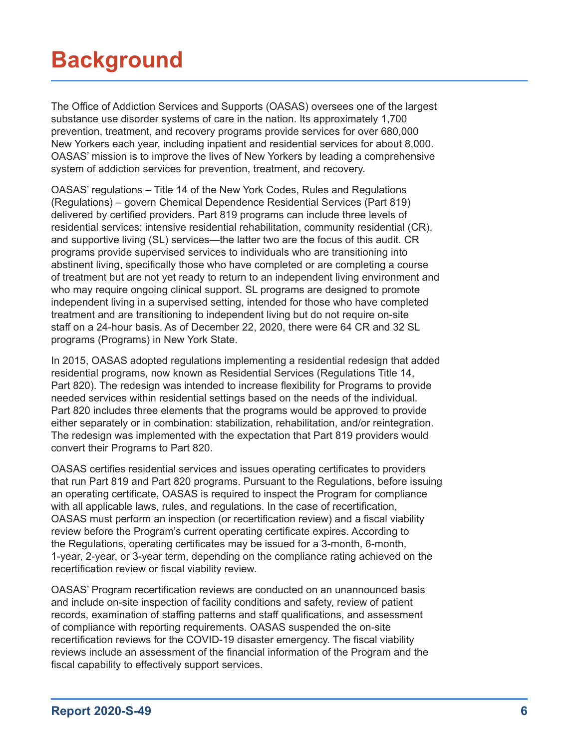# Background

The Office of Addiction Services and Supports (OASAS) oversees one of the largest substance use disorder systems of care in the nation. Its approximately 1,700 prevention, treatment, and recovery programs provide services for over 680,000 New Yorkers each year, including inpatient and residential services for about 8,000. OASAS' mission is to improve the lives of New Yorkers by leading a comprehensive system of addiction services for prevention, treatment, and recovery.

OASAS' regulations – Title 14 of the New York Codes, Rules and Regulations (Regulations) – govern Chemical Dependence Residential Services (Part 819) delivered by certified providers. Part 819 programs can include three levels of residential services: intensive residential rehabilitation, community residential (CR), and supportive living (SL) services—the latter two are the focus of this audit. CR programs provide supervised services to individuals who are transitioning into abstinent living, specifically those who have completed or are completing a course of treatment but are not yet ready to return to an independent living environment and who may require ongoing clinical support. SL programs are designed to promote independent living in a supervised setting, intended for those who have completed treatment and are transitioning to independent living but do not require on-site staff on a 24-hour basis. As of December 22, 2020, there were 64 CR and 32 SL programs (Programs) in New York State.

In 2015, OASAS adopted regulations implementing a residential redesign that added residential programs, now known as Residential Services (Regulations Title 14, Part 820). The redesign was intended to increase flexibility for Programs to provide needed services within residential settings based on the needs of the individual. Part 820 includes three elements that the programs would be approved to provide either separately or in combination: stabilization, rehabilitation, and/or reintegration. The redesign was implemented with the expectation that Part 819 providers would convert their Programs to Part 820.

OASAS certifies residential services and issues operating certificates to providers that run Part 819 and Part 820 programs. Pursuant to the Regulations, before issuing an operating certificate, OASAS is required to inspect the Program for compliance with all applicable laws, rules, and regulations. In the case of recertification, OASAS must perform an inspection (or recertification review) and a fiscal viability review before the Program's current operating certificate expires. According to the Regulations, operating certificates may be issued for a 3-month, 6-month, 1-year, 2-year, or 3-year term, depending on the compliance rating achieved on the recertification review or fiscal viability review.

OASAS' Program recertification reviews are conducted on an unannounced basis and include on-site inspection of facility conditions and safety, review of patient records, examination of staffing patterns and staff qualifications, and assessment of compliance with reporting requirements. OASAS suspended the on-site recertification reviews for the COVID-19 disaster emergency. The fiscal viability reviews include an assessment of the financial information of the Program and the fiscal capability to effectively support services.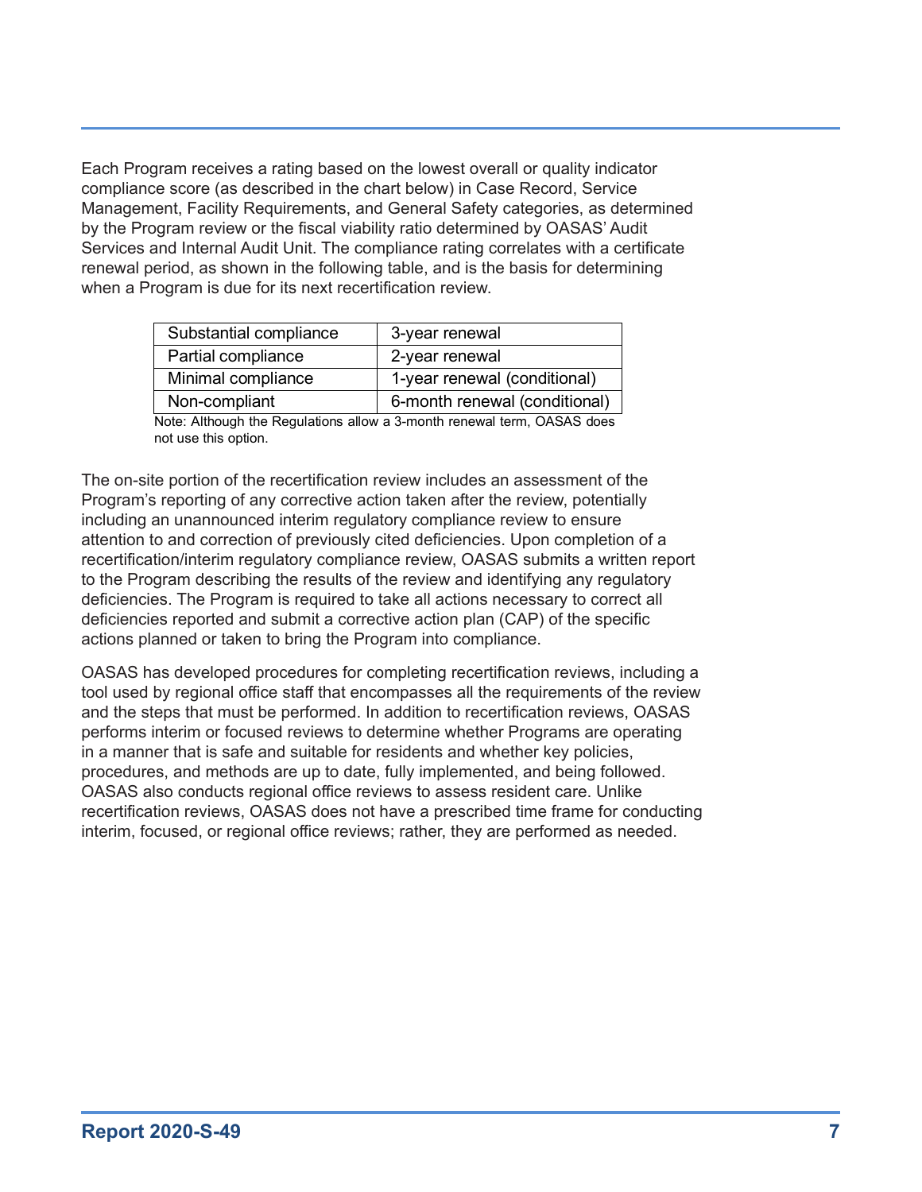Each Program receives a rating based on the lowest overall or quality indicator compliance score (as described in the chart below) in Case Record, Service Management, Facility Requirements, and General Safety categories, as determined by the Program review or the fiscal viability ratio determined by OASAS' Audit Services and Internal Audit Unit. The compliance rating correlates with a certificate renewal period, as shown in the following table, and is the basis for determining when a Program is due for its next recertification review.

| Substantial compliance | 3-year renewal |
|---|---|
| Partial compliance | 2-year renewal |
| Minimal compliance | 1-year renewal (conditional) |
| Non-compliant | 6-month renewal (conditional) |

Note: Although the Regulations allow a 3-month renewal term, OASAS does not use this option.

The on-site portion of the recertification review includes an assessment of the Program's reporting of any corrective action taken after the review, potentially including an unannounced interim regulatory compliance review to ensure attention to and correction of previously cited deficiencies. Upon completion of a recertification/interim regulatory compliance review, OASAS submits a written report to the Program describing the results of the review and identifying any regulatory deficiencies. The Program is required to take all actions necessary to correct all deficiencies reported and submit a corrective action plan (CAP) of the specific actions planned or taken to bring the Program into compliance.

OASAS has developed procedures for completing recertification reviews, including a tool used by regional office staff that encompasses all the requirements of the review and the steps that must be performed. In addition to recertification reviews, OASAS performs interim or focused reviews to determine whether Programs are operating in a manner that is safe and suitable for residents and whether key policies, procedures, and methods are up to date, fully implemented, and being followed. OASAS also conducts regional office reviews to assess resident care. Unlike recertification reviews, OASAS does not have a prescribed time frame for conducting interim, focused, or regional office reviews; rather, they are performed as needed.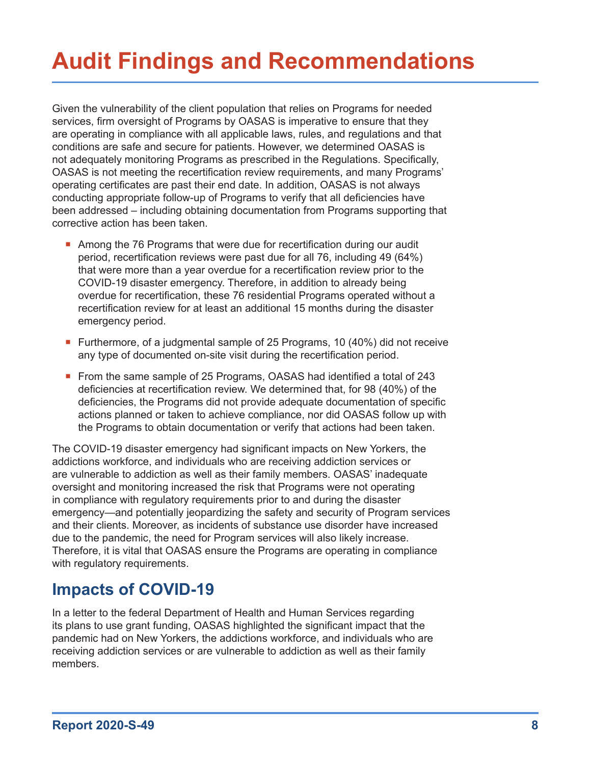# Audit Findings and Recommendations

Given the vulnerability of the client population that relies on Programs for needed services, firm oversight of Programs by OASAS is imperative to ensure that they are operating in compliance with all applicable laws, rules, and regulations and that conditions are safe and secure for patients. However, we determined OASAS is not adequately monitoring Programs as prescribed in the Regulations. Specifically, OASAS is not meeting the recertification review requirements, and many Programs' operating certificates are past their end date. In addition, OASAS is not always conducting appropriate follow-up of Programs to verify that all deficiencies have been addressed – including obtaining documentation from Programs supporting that corrective action has been taken.

- Among the 76 Programs that were due for recertification during our audit period, recertification reviews were past due for all 76, including 49 (64%) that were more than a year overdue for a recertification review prior to the COVID-19 disaster emergency. Therefore, in addition to already being overdue for recertification, these 76 residential Programs operated without a recertification review for at least an additional 15 months during the disaster emergency period.
- Furthermore, of a judgmental sample of 25 Programs, 10 (40%) did not receive any type of documented on-site visit during the recertification period.
- From the same sample of 25 Programs, OASAS had identified a total of 243 deficiencies at recertification review. We determined that, for 98 (40%) of the deficiencies, the Programs did not provide adequate documentation of specific actions planned or taken to achieve compliance, nor did OASAS follow up with the Programs to obtain documentation or verify that actions had been taken.

The COVID-19 disaster emergency had significant impacts on New Yorkers, the addictions workforce, and individuals who are receiving addiction services or are vulnerable to addiction as well as their family members. OASAS' inadequate oversight and monitoring increased the risk that Programs were not operating in compliance with regulatory requirements prior to and during the disaster emergency—and potentially jeopardizing the safety and security of Program services and their clients. Moreover, as incidents of substance use disorder have increased due to the pandemic, the need for Program services will also likely increase. Therefore, it is vital that OASAS ensure the Programs are operating in compliance with regulatory requirements.

## Impacts of COVID-19

In a letter to the federal Department of Health and Human Services regarding its plans to use grant funding, OASAS highlighted the significant impact that the pandemic had on New Yorkers, the addictions workforce, and individuals who are receiving addiction services or are vulnerable to addiction as well as their family members.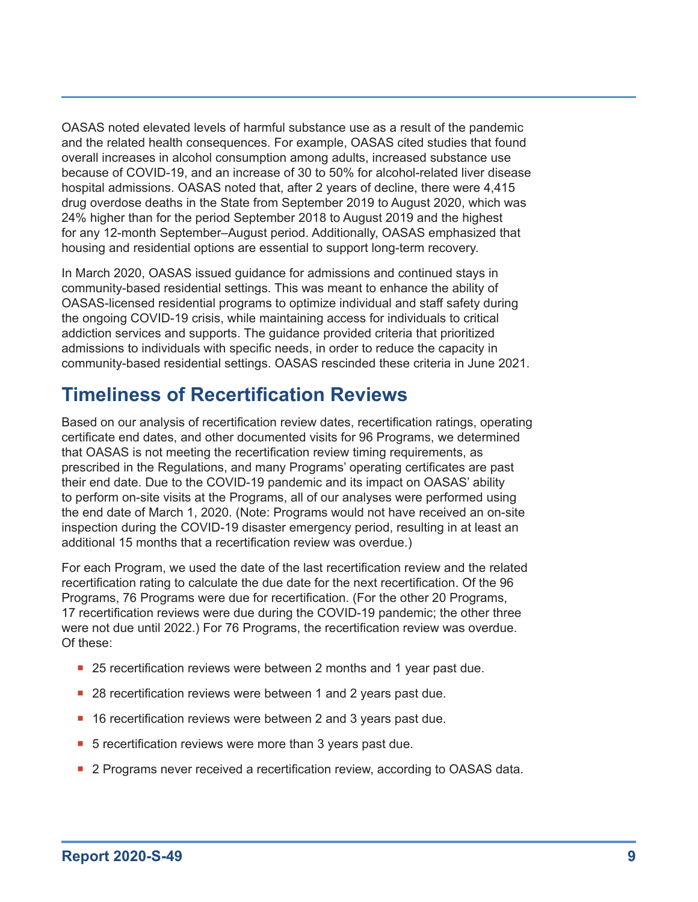OASAS noted elevated levels of harmful substance use as a result of the pandemic and the related health consequences. For example, OASAS cited studies that found overall increases in alcohol consumption among adults, increased substance use because of COVID-19, and an increase of 30 to 50% for alcohol-related liver disease hospital admissions. OASAS noted that, after 2 years of decline, there were 4,415 drug overdose deaths in the State from September 2019 to August 2020, which was 24% higher than for the period September 2018 to August 2019 and the highest for any 12-month September–August period. Additionally, OASAS emphasized that housing and residential options are essential to support long-term recovery.

In March 2020, OASAS issued guidance for admissions and continued stays in community-based residential settings. This was meant to enhance the ability of OASAS-licensed residential programs to optimize individual and staff safety during the ongoing COVID-19 crisis, while maintaining access for individuals to critical addiction services and supports. The guidance provided criteria that prioritized admissions to individuals with specific needs, in order to reduce the capacity in community-based residential settings. OASAS rescinded these criteria in June 2021.

## Timeliness of Recertification Reviews

Based on our analysis of recertification review dates, recertification ratings, operating certificate end dates, and other documented visits for 96 Programs, we determined that OASAS is not meeting the recertification review timing requirements, as prescribed in the Regulations, and many Programs' operating certificates are past their end date. Due to the COVID-19 pandemic and its impact on OASAS' ability to perform on-site visits at the Programs, all of our analyses were performed using the end date of March 1, 2020. (Note: Programs would not have received an on-site inspection during the COVID-19 disaster emergency period, resulting in at least an additional 15 months that a recertification review was overdue.)

For each Program, we used the date of the last recertification review and the related recertification rating to calculate the due date for the next recertification. Of the 96 Programs, 76 Programs were due for recertification. (For the other 20 Programs, 17 recertification reviews were due during the COVID-19 pandemic; the other three were not due until 2022.) For 76 Programs, the recertification review was overdue. Of these:

- 25 recertification reviews were between 2 months and 1 year past due.
- 28 recertification reviews were between 1 and 2 years past due.
- 16 recertification reviews were between 2 and 3 years past due.
- 5 recertification reviews were more than 3 years past due.
- 2 Programs never received a recertification review, according to OASAS data.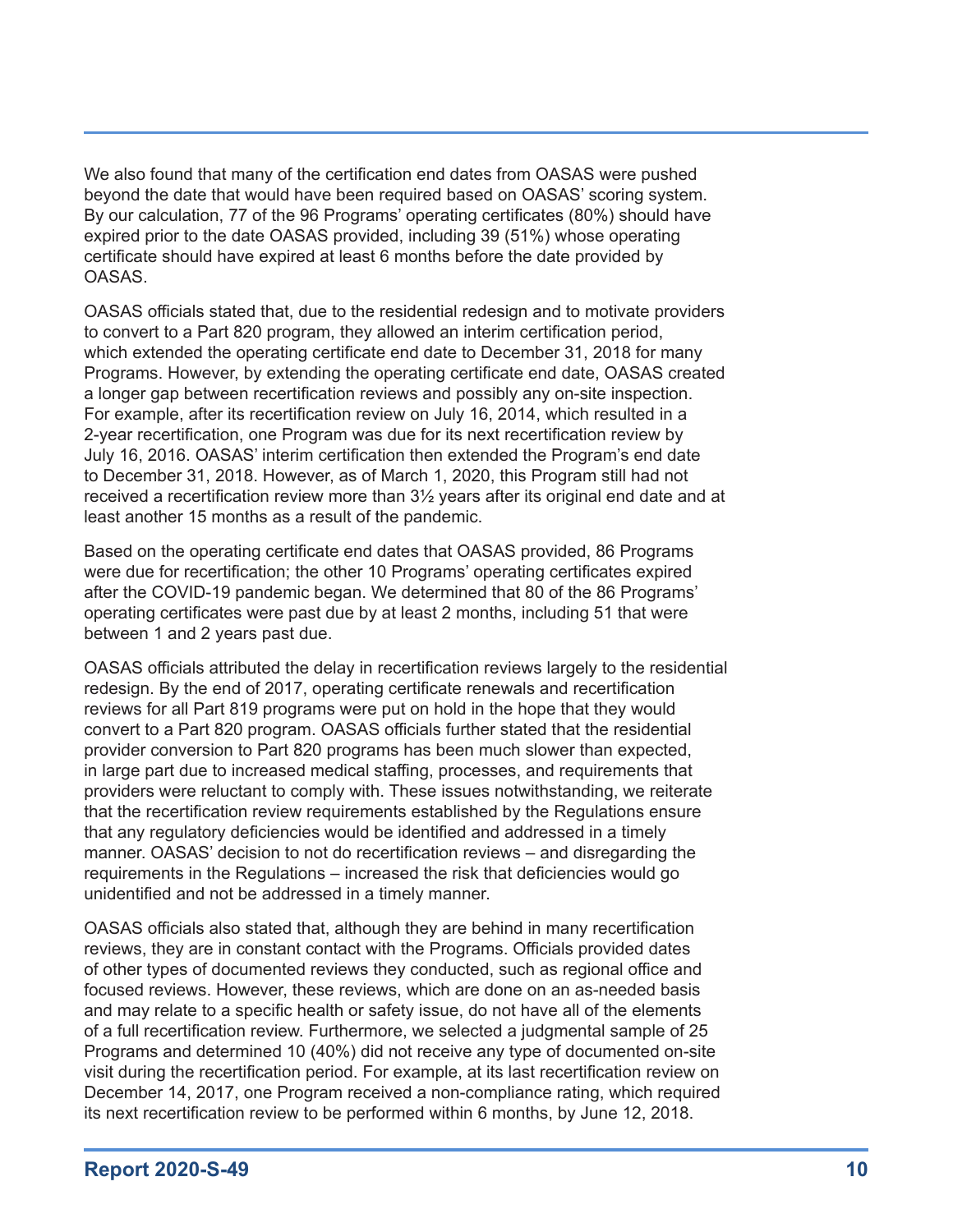We also found that many of the certification end dates from OASAS were pushed beyond the date that would have been required based on OASAS' scoring system. By our calculation, 77 of the 96 Programs' operating certificates (80%) should have expired prior to the date OASAS provided, including 39 (51%) whose operating certificate should have expired at least 6 months before the date provided by OASAS.

OASAS officials stated that, due to the residential redesign and to motivate providers to convert to a Part 820 program, they allowed an interim certification period, which extended the operating certificate end date to December 31, 2018 for many Programs. However, by extending the operating certificate end date, OASAS created a longer gap between recertification reviews and possibly any on-site inspection. For example, after its recertification review on July 16, 2014, which resulted in a 2-year recertification, one Program was due for its next recertification review by July 16, 2016. OASAS' interim certification then extended the Program's end date to December 31, 2018. However, as of March 1, 2020, this Program still had not received a recertification review more than 3½ years after its original end date and at least another 15 months as a result of the pandemic.

Based on the operating certificate end dates that OASAS provided, 86 Programs were due for recertification; the other 10 Programs' operating certificates expired after the COVID-19 pandemic began. We determined that 80 of the 86 Programs' operating certificates were past due by at least 2 months, including 51 that were between 1 and 2 years past due.

OASAS officials attributed the delay in recertification reviews largely to the residential redesign. By the end of 2017, operating certificate renewals and recertification reviews for all Part 819 programs were put on hold in the hope that they would convert to a Part 820 program. OASAS officials further stated that the residential provider conversion to Part 820 programs has been much slower than expected, in large part due to increased medical staffing, processes, and requirements that providers were reluctant to comply with. These issues notwithstanding, we reiterate that the recertification review requirements established by the Regulations ensure that any regulatory deficiencies would be identified and addressed in a timely manner. OASAS' decision to not do recertification reviews – and disregarding the requirements in the Regulations – increased the risk that deficiencies would go unidentified and not be addressed in a timely manner.

OASAS officials also stated that, although they are behind in many recertification reviews, they are in constant contact with the Programs. Officials provided dates of other types of documented reviews they conducted, such as regional office and focused reviews. However, these reviews, which are done on an as-needed basis and may relate to a specific health or safety issue, do not have all of the elements of a full recertification review. Furthermore, we selected a judgmental sample of 25 Programs and determined 10 (40%) did not receive any type of documented on-site visit during the recertification period. For example, at its last recertification review on December 14, 2017, one Program received a non-compliance rating, which required its next recertification review to be performed within 6 months, by June 12, 2018.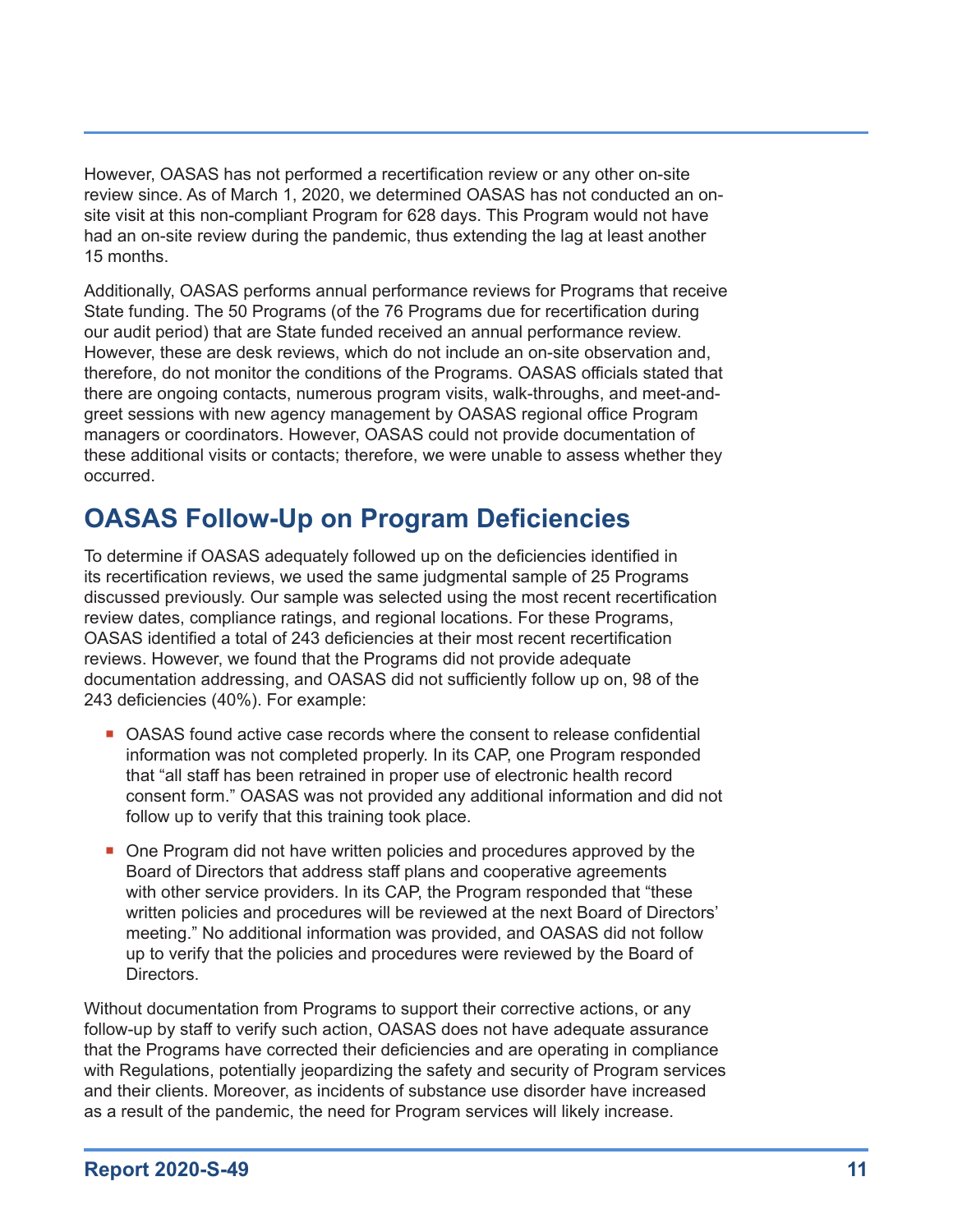However, OASAS has not performed a recertification review or any other on-site review since. As of March 1, 2020, we determined OASAS has not conducted an on-site visit at this non-compliant Program for 628 days. This Program would not have had an on-site review during the pandemic, thus extending the lag at least another 15 months.

Additionally, OASAS performs annual performance reviews for Programs that receive State funding. The 50 Programs (of the 76 Programs due for recertification during our audit period) that are State funded received an annual performance review. However, these are desk reviews, which do not include an on-site observation and, therefore, do not monitor the conditions of the Programs. OASAS officials stated that there are ongoing contacts, numerous program visits, walk-throughs, and meet-and-greet sessions with new agency management by OASAS regional office Program managers or coordinators. However, OASAS could not provide documentation of these additional visits or contacts; therefore, we were unable to assess whether they occurred.

## OASAS Follow-Up on Program Deficiencies

To determine if OASAS adequately followed up on the deficiencies identified in its recertification reviews, we used the same judgmental sample of 25 Programs discussed previously. Our sample was selected using the most recent recertification review dates, compliance ratings, and regional locations. For these Programs, OASAS identified a total of 243 deficiencies at their most recent recertification reviews. However, we found that the Programs did not provide adequate documentation addressing, and OASAS did not sufficiently follow up on, 98 of the 243 deficiencies (40%). For example:

- OASAS found active case records where the consent to release confidential information was not completed properly. In its CAP, one Program responded that "all staff has been retrained in proper use of electronic health record consent form." OASAS was not provided any additional information and did not follow up to verify that this training took place.
- One Program did not have written policies and procedures approved by the Board of Directors that address staff plans and cooperative agreements with other service providers. In its CAP, the Program responded that "these written policies and procedures will be reviewed at the next Board of Directors' meeting." No additional information was provided, and OASAS did not follow up to verify that the policies and procedures were reviewed by the Board of Directors.

Without documentation from Programs to support their corrective actions, or any follow-up by staff to verify such action, OASAS does not have adequate assurance that the Programs have corrected their deficiencies and are operating in compliance with Regulations, potentially jeopardizing the safety and security of Program services and their clients. Moreover, as incidents of substance use disorder have increased as a result of the pandemic, the need for Program services will likely increase.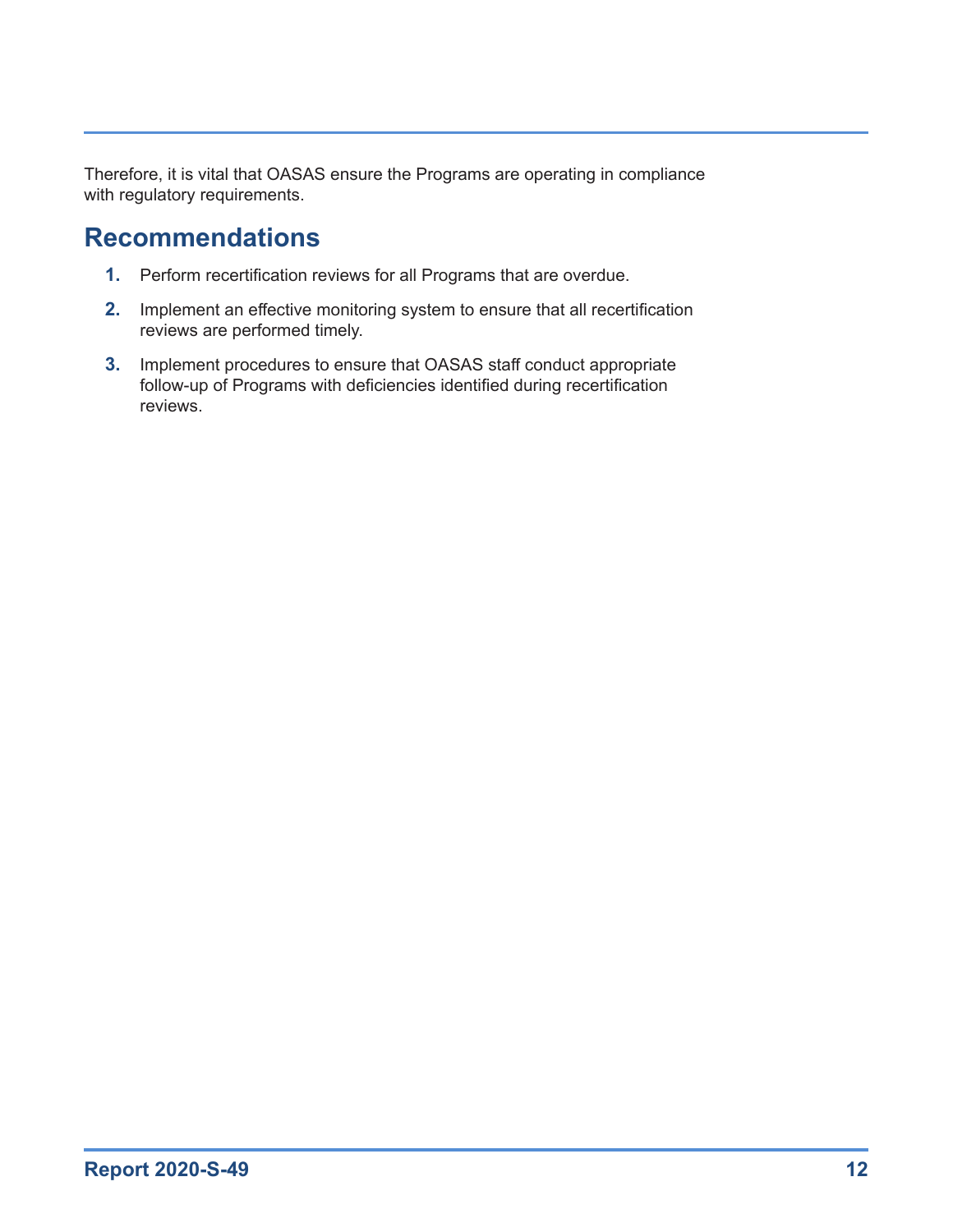Therefore, it is vital that OASAS ensure the Programs are operating in compliance with regulatory requirements.

## Recommendations

1. Perform recertification reviews for all Programs that are overdue.
2. Implement an effective monitoring system to ensure that all recertification reviews are performed timely.
3. Implement procedures to ensure that OASAS staff conduct appropriate follow-up of Programs with deficiencies identified during recertification reviews.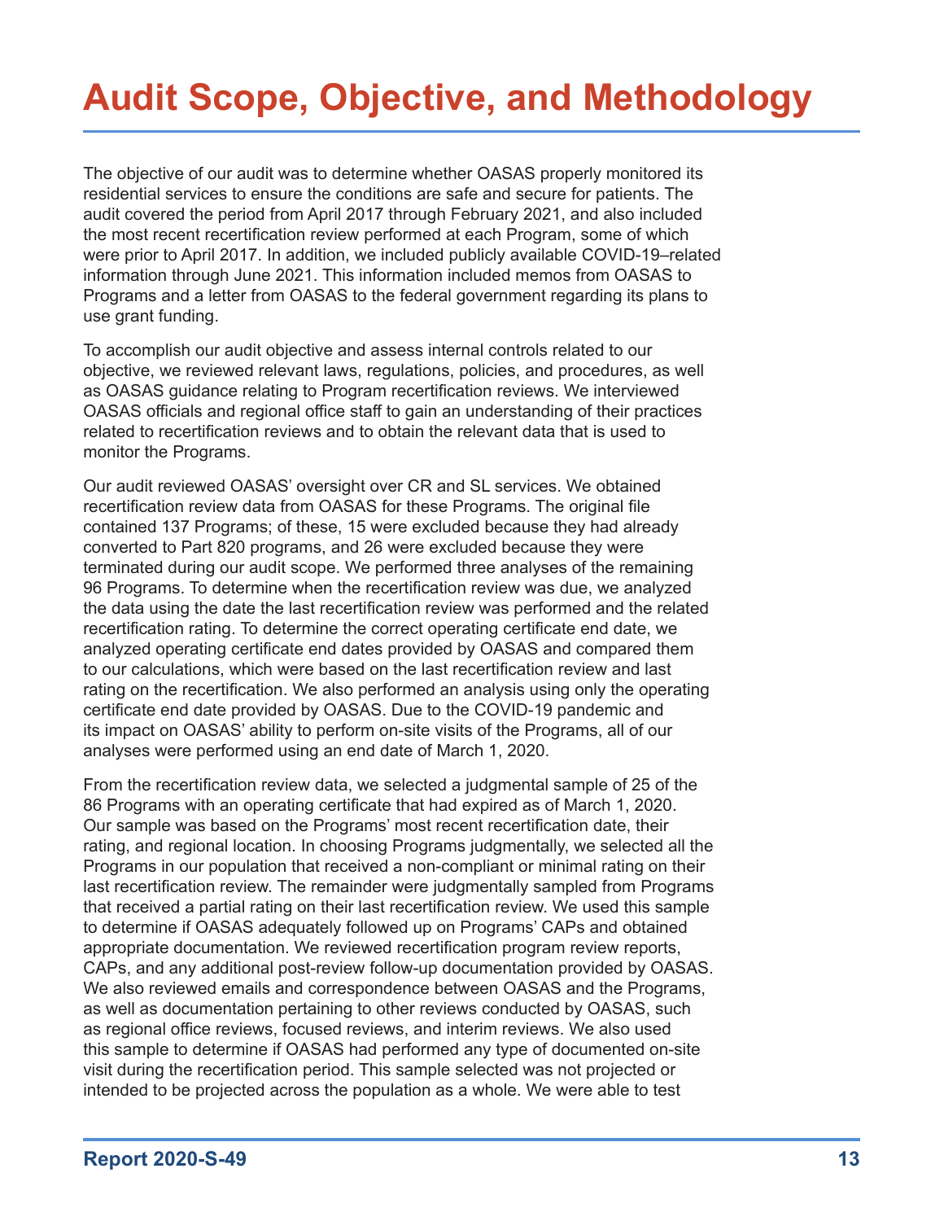# Audit Scope, Objective, and Methodology

The objective of our audit was to determine whether OASAS properly monitored its residential services to ensure the conditions are safe and secure for patients. The audit covered the period from April 2017 through February 2021, and also included the most recent recertification review performed at each Program, some of which were prior to April 2017. In addition, we included publicly available COVID-19–related information through June 2021. This information included memos from OASAS to Programs and a letter from OASAS to the federal government regarding its plans to use grant funding.

To accomplish our audit objective and assess internal controls related to our objective, we reviewed relevant laws, regulations, policies, and procedures, as well as OASAS guidance relating to Program recertification reviews. We interviewed OASAS officials and regional office staff to gain an understanding of their practices related to recertification reviews and to obtain the relevant data that is used to monitor the Programs.

Our audit reviewed OASAS' oversight over CR and SL services. We obtained recertification review data from OASAS for these Programs. The original file contained 137 Programs; of these, 15 were excluded because they had already converted to Part 820 programs, and 26 were excluded because they were terminated during our audit scope. We performed three analyses of the remaining 96 Programs. To determine when the recertification review was due, we analyzed the data using the date the last recertification review was performed and the related recertification rating. To determine the correct operating certificate end date, we analyzed operating certificate end dates provided by OASAS and compared them to our calculations, which were based on the last recertification review and last rating on the recertification. We also performed an analysis using only the operating certificate end date provided by OASAS. Due to the COVID-19 pandemic and its impact on OASAS' ability to perform on-site visits of the Programs, all of our analyses were performed using an end date of March 1, 2020.

From the recertification review data, we selected a judgmental sample of 25 of the 86 Programs with an operating certificate that had expired as of March 1, 2020. Our sample was based on the Programs' most recent recertification date, their rating, and regional location. In choosing Programs judgmentally, we selected all the Programs in our population that received a non-compliant or minimal rating on their last recertification review. The remainder were judgmentally sampled from Programs that received a partial rating on their last recertification review. We used this sample to determine if OASAS adequately followed up on Programs' CAPs and obtained appropriate documentation. We reviewed recertification program review reports, CAPs, and any additional post-review follow-up documentation provided by OASAS. We also reviewed emails and correspondence between OASAS and the Programs, as well as documentation pertaining to other reviews conducted by OASAS, such as regional office reviews, focused reviews, and interim reviews. We also used this sample to determine if OASAS had performed any type of documented on-site visit during the recertification period. This sample selected was not projected or intended to be projected across the population as a whole. We were able to test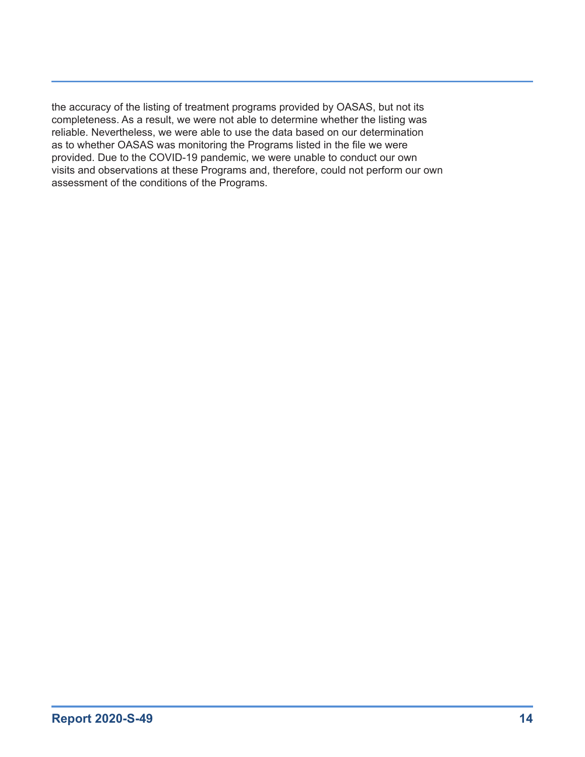the accuracy of the listing of treatment programs provided by OASAS, but not its completeness. As a result, we were not able to determine whether the listing was reliable. Nevertheless, we were able to use the data based on our determination as to whether OASAS was monitoring the Programs listed in the file we were provided. Due to the COVID-19 pandemic, we were unable to conduct our own visits and observations at these Programs and, therefore, could not perform our own assessment of the conditions of the Programs.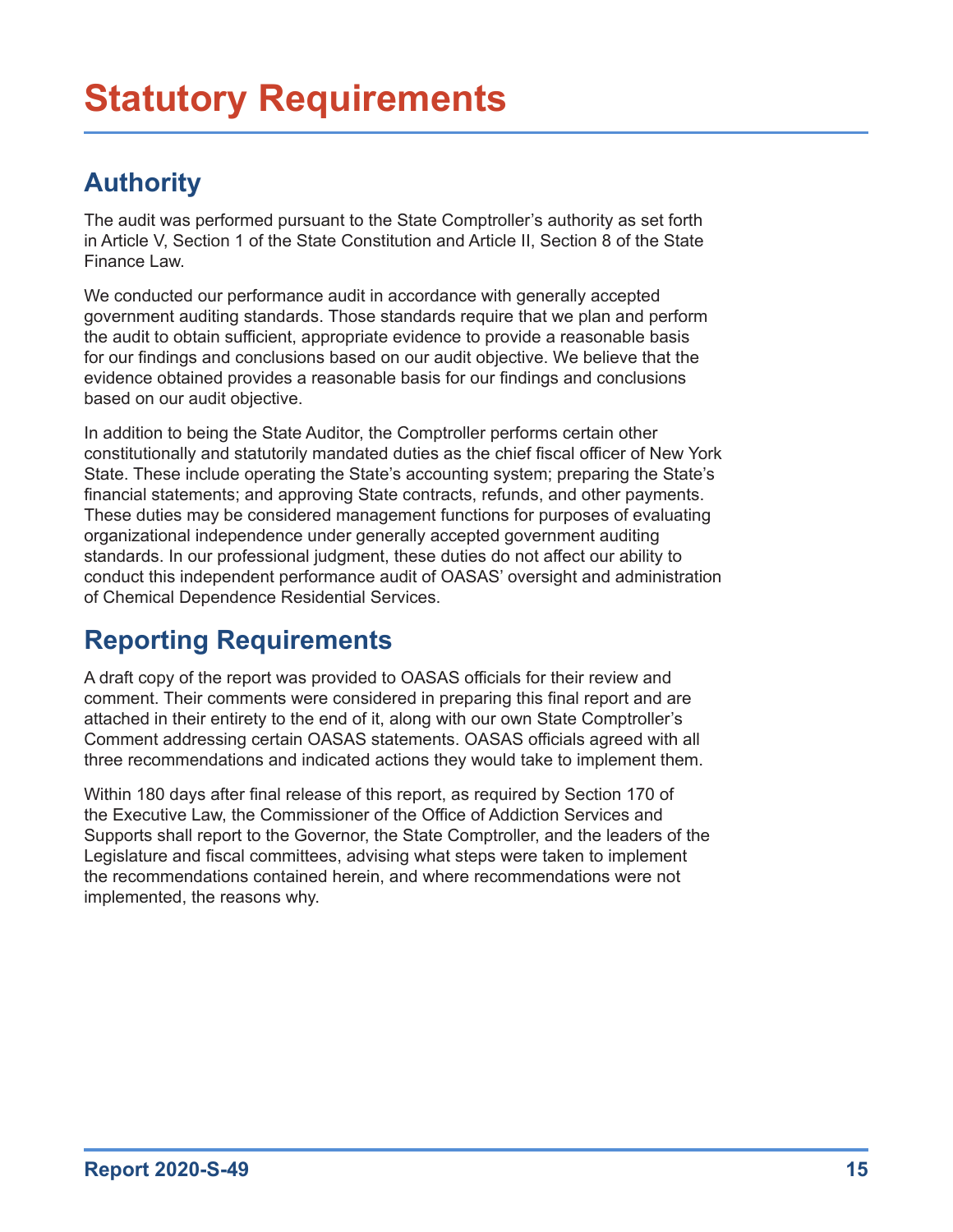# Statutory Requirements

## Authority

The audit was performed pursuant to the State Comptroller's authority as set forth in Article V, Section 1 of the State Constitution and Article II, Section 8 of the State Finance Law.

We conducted our performance audit in accordance with generally accepted government auditing standards. Those standards require that we plan and perform the audit to obtain sufficient, appropriate evidence to provide a reasonable basis for our findings and conclusions based on our audit objective. We believe that the evidence obtained provides a reasonable basis for our findings and conclusions based on our audit objective.

In addition to being the State Auditor, the Comptroller performs certain other constitutionally and statutorily mandated duties as the chief fiscal officer of New York State. These include operating the State's accounting system; preparing the State's financial statements; and approving State contracts, refunds, and other payments. These duties may be considered management functions for purposes of evaluating organizational independence under generally accepted government auditing standards. In our professional judgment, these duties do not affect our ability to conduct this independent performance audit of OASAS' oversight and administration of Chemical Dependence Residential Services.

## Reporting Requirements

A draft copy of the report was provided to OASAS officials for their review and comment. Their comments were considered in preparing this final report and are attached in their entirety to the end of it, along with our own State Comptroller's Comment addressing certain OASAS statements. OASAS officials agreed with all three recommendations and indicated actions they would take to implement them.

Within 180 days after final release of this report, as required by Section 170 of the Executive Law, the Commissioner of the Office of Addiction Services and Supports shall report to the Governor, the State Comptroller, and the leaders of the Legislature and fiscal committees, advising what steps were taken to implement the recommendations contained herein, and where recommendations were not implemented, the reasons why.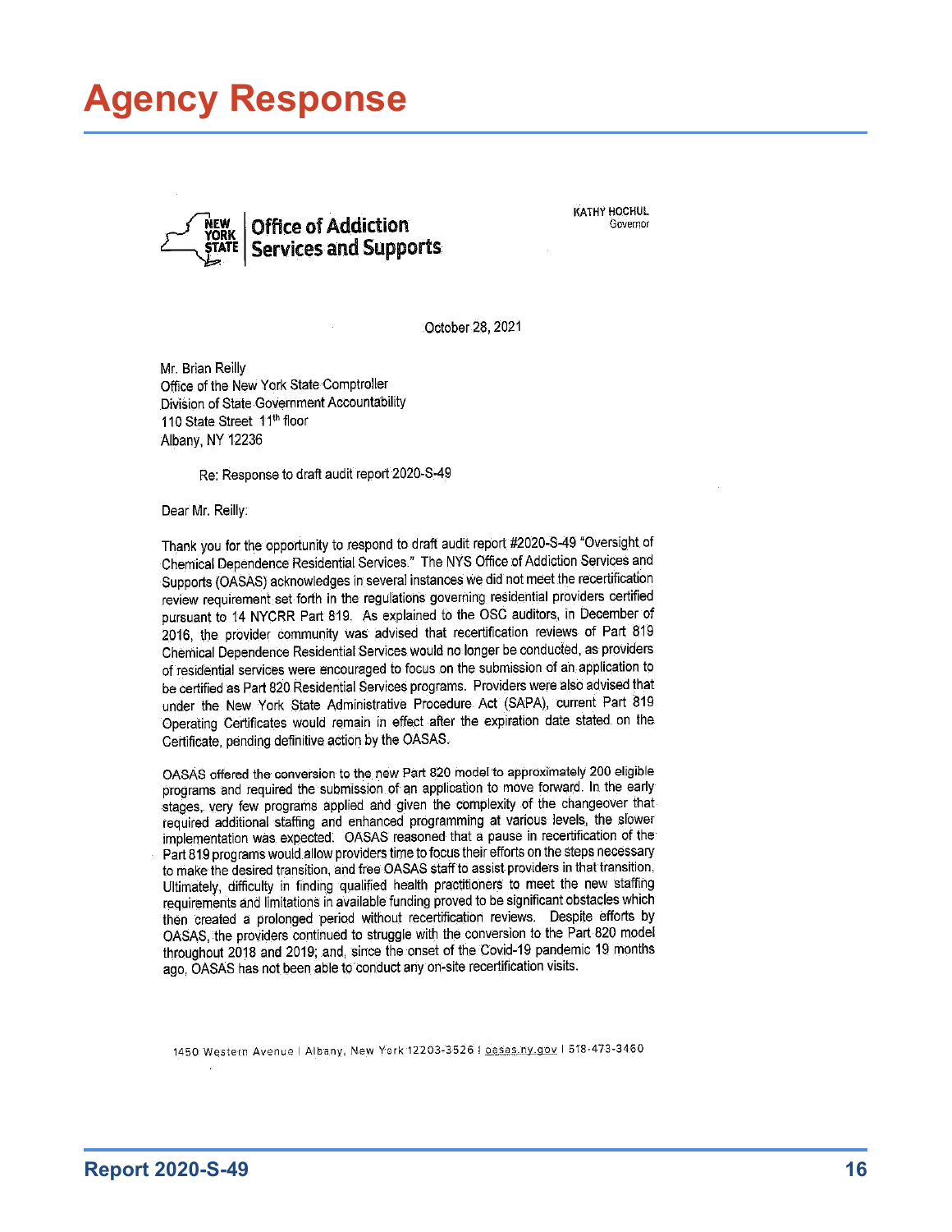# Agency Response

**Office of Addiction Services and Supports**

KATHY HOCHUL
Governor

October 28, 2021

Mr. Brian Reilly
Office of the New York State Comptroller
Division of State Government Accountability
110 State Street 11th floor
Albany, NY 12236

Re: Response to draft audit report 2020-S-49

Dear Mr. Reilly:

Thank you for the opportunity to respond to draft audit report #2020-S-49 "Oversight of Chemical Dependence Residential Services." The NYS Office of Addiction Services and Supports (OASAS) acknowledges in several instances we did not meet the recertification review requirement set forth in the regulations governing residential providers certified pursuant to 14 NYCRR Part 819. As explained to the OSC auditors, in December of 2016, the provider community was advised that recertification reviews of Part 819 Chemical Dependence Residential Services would no longer be conducted, as providers of residential services were encouraged to focus on the submission of an application to be certified as Part 820 Residential Services programs. Providers were also advised that under the New York State Administrative Procedure Act (SAPA), current Part 819 Operating Certificates would remain in effect after the expiration date stated on the Certificate, pending definitive action by the OASAS.

OASAS offered the conversion to the new Part 820 model to approximately 200 eligible programs and required the submission of an application to move forward. In the early stages, very few programs applied and given the complexity of the changeover that required additional staffing and enhanced programming at various levels, the slower implementation was expected. OASAS reasoned that a pause in recertification of the Part 819 programs would allow providers time to focus their efforts on the steps necessary to make the desired transition, and free OASAS staff to assist providers in that transition. Ultimately, difficulty in finding qualified health practitioners to meet the new staffing requirements and limitations in available funding proved to be significant obstacles which then created a prolonged period without recertification reviews. Despite efforts by OASAS, the providers continued to struggle with the conversion to the Part 820 model throughout 2018 and 2019; and, since the onset of the Covid-19 pandemic 19 months ago, OASAS has not been able to conduct any on-site recertification visits.

1450 Western Avenue | Albany, New York 12203-3526 | oasas.ny.gov | 518-473-3460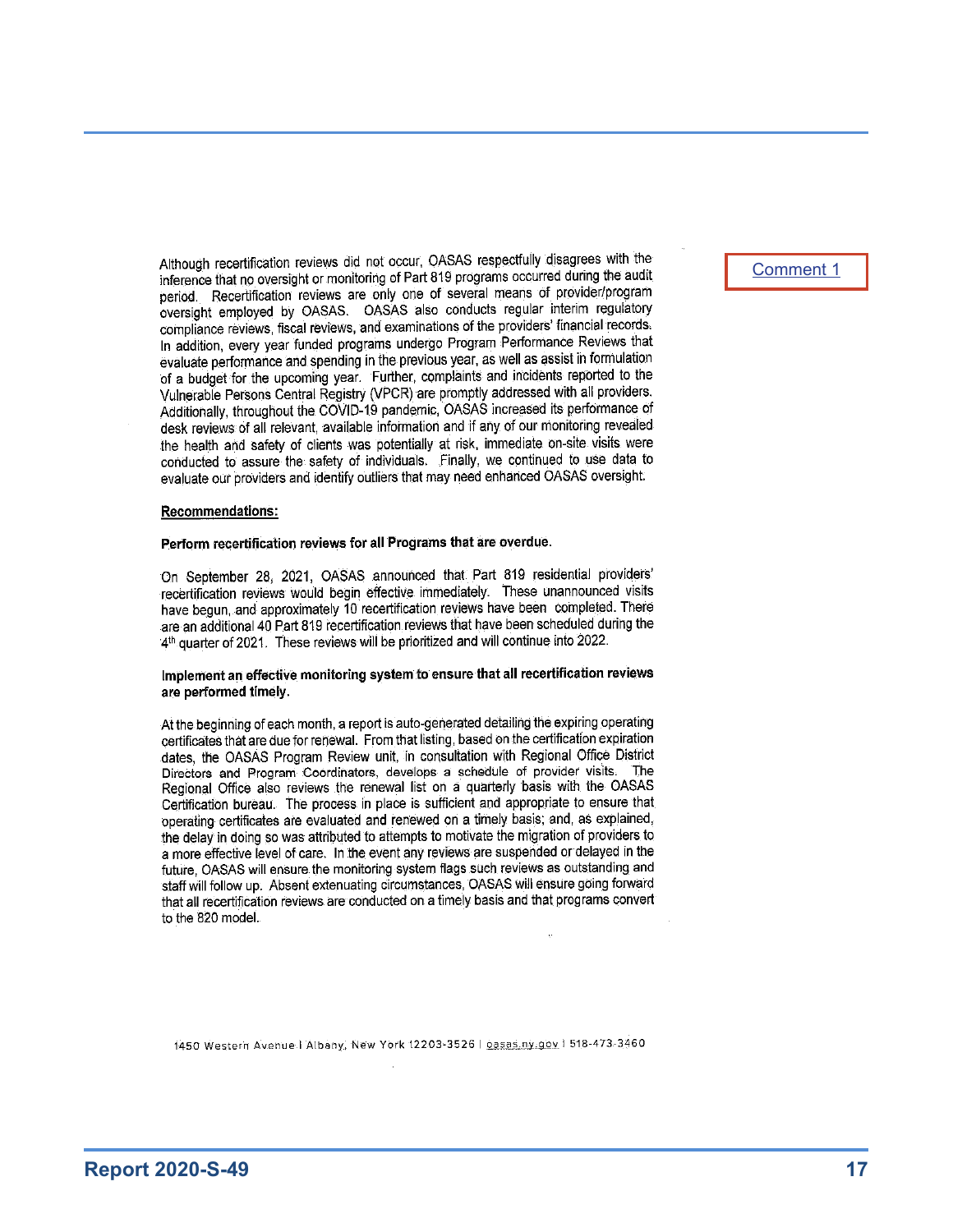Although recertification reviews did not occur, OASAS respectfully disagrees with the inference that no oversight or monitoring of Part 819 programs occurred during the audit period. Recertification reviews are only one of several means of provider/program oversight employed by OASAS. OASAS also conducts regular interim regulatory compliance reviews, fiscal reviews, and examinations of the providers' financial records. In addition, every year funded programs undergo Program Performance Reviews that evaluate performance and spending in the previous year, as well as assist in formulation of a budget for the upcoming year. Further, complaints and incidents reported to the Vulnerable Persons Central Registry (VPCR) are promptly addressed with all providers. Additionally, throughout the COVID-19 pandemic, OASAS increased its performance of desk reviews of all relevant, available information and if any of our monitoring revealed the health and safety of clients was potentially at risk, immediate on-site visits were conducted to assure the safety of individuals. Finally, we continued to use data to evaluate our providers and identify outliers that may need enhanced OASAS oversight.

Comment 1

**Recommendations:**

**Perform recertification reviews for all Programs that are overdue.**

On September 28, 2021, OASAS announced that Part 819 residential providers' recertification reviews would begin effective immediately. These unannounced visits have begun, and approximately 10 recertification reviews have been completed. There are an additional 40 Part 819 recertification reviews that have been scheduled during the 4th quarter of 2021. These reviews will be prioritized and will continue into 2022.

**Implement an effective monitoring system to ensure that all recertification reviews are performed timely.**

At the beginning of each month, a report is auto-generated detailing the expiring operating certificates that are due for renewal. From that listing, based on the certification expiration dates, the OASAS Program Review unit, in consultation with Regional Office District Directors and Program Coordinators, develops a schedule of provider visits. The Regional Office also reviews the renewal list on a quarterly basis with the OASAS Certification bureau. The process in place is sufficient and appropriate to ensure that operating certificates are evaluated and renewed on a timely basis; and, as explained, the delay in doing so was attributed to attempts to motivate the migration of providers to a more effective level of care. In the event any reviews are suspended or delayed in the future, OASAS will ensure the monitoring system flags such reviews as outstanding and staff will follow up. Absent extenuating circumstances, OASAS will ensure going forward that all recertification reviews are conducted on a timely basis and that programs convert to the 820 model.

1450 Western Avenue | Albany, New York 12203-3526 | oasas.ny.gov | 518-473-3460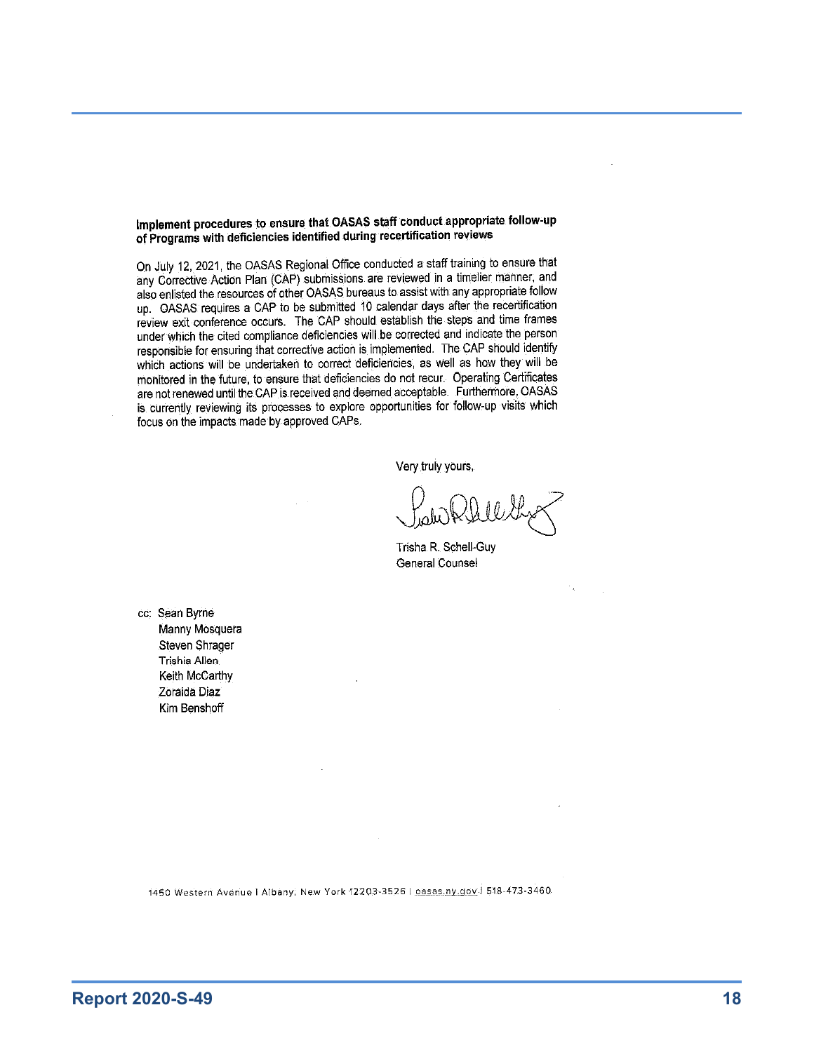**Implement procedures to ensure that OASAS staff conduct appropriate follow-up of Programs with deficiencies identified during recertification reviews**

On July 12, 2021, the OASAS Regional Office conducted a staff training to ensure that any Corrective Action Plan (CAP) submissions are reviewed in a timelier manner, and also enlisted the resources of other OASAS bureaus to assist with any appropriate follow up. OASAS requires a CAP to be submitted 10 calendar days after the recertification review exit conference occurs. The CAP should establish the steps and time frames under which the cited compliance deficiencies will be corrected and indicate the person responsible for ensuring that corrective action is implemented. The CAP should identify which actions will be undertaken to correct deficiencies, as well as how they will be monitored in the future, to ensure that deficiencies do not recur. Operating Certificates are not renewed until the CAP is received and deemed acceptable. Furthermore, OASAS is currently reviewing its processes to explore opportunities for follow-up visits which focus on the impacts made by approved CAPs.

Very truly yours,

Trisha R. Schell-Guy
General Counsel

cc: Sean Byrne
Manny Mosquera
Steven Shrager
Trishia Allen
Keith McCarthy
Zoraida Diaz
Kim Benshoff

1450 Western Avenue | Albany, New York 12203-3526 | oasas.ny.gov | 518-473-3460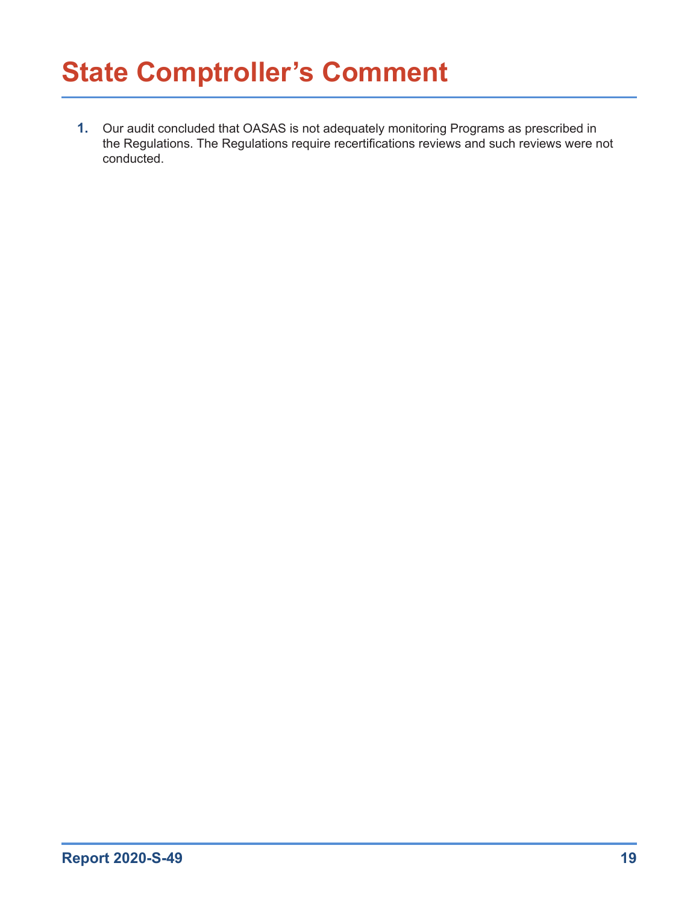# State Comptroller's Comment

1. Our audit concluded that OASAS is not adequately monitoring Programs as prescribed in the Regulations. The Regulations require recertifications reviews and such reviews were not conducted.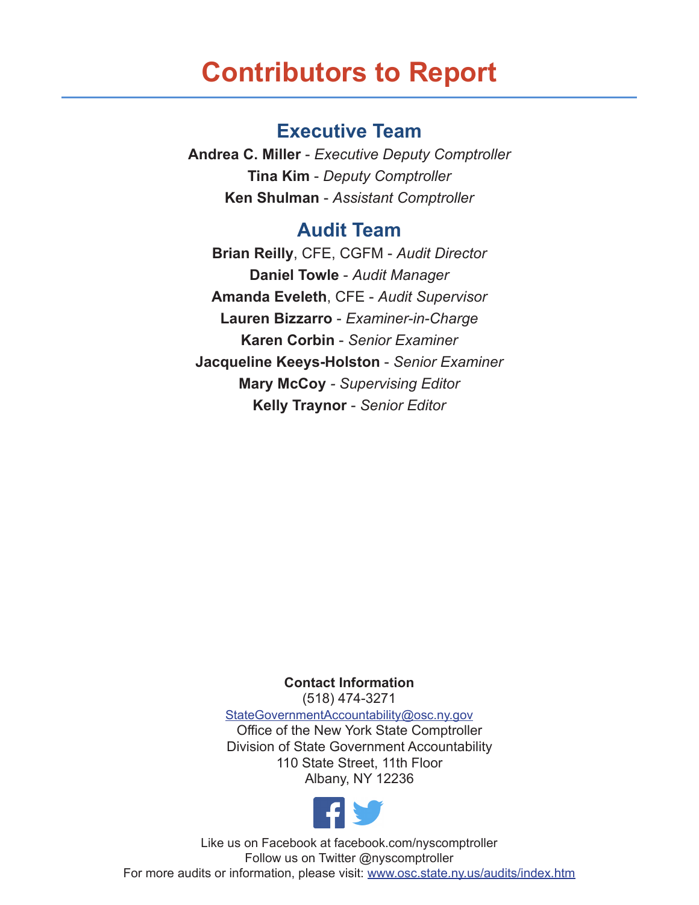# Contributors to Report

## Executive Team

**Andrea C. Miller** - *Executive Deputy Comptroller*
**Tina Kim** - *Deputy Comptroller*
**Ken Shulman** - *Assistant Comptroller*

## Audit Team

**Brian Reilly**, CFE, CGFM - *Audit Director*
**Daniel Towle** - *Audit Manager*
**Amanda Eveleth**, CFE - *Audit Supervisor*
**Lauren Bizzarro** - *Examiner-in-Charge*
**Karen Corbin** - *Senior Examiner*
**Jacqueline Keeys-Holston** - *Senior Examiner*
**Mary McCoy** - *Supervising Editor*
**Kelly Traynor** - *Senior Editor*

**Contact Information**
(518) 474-3271
StateGovernmentAccountability@osc.ny.gov
Office of the New York State Comptroller
Division of State Government Accountability
110 State Street, 11th Floor
Albany, NY 12236

Like us on Facebook at facebook.com/nyscomptroller
Follow us on Twitter @nyscomptroller
For more audits or information, please visit: www.osc.state.ny.us/audits/index.htm